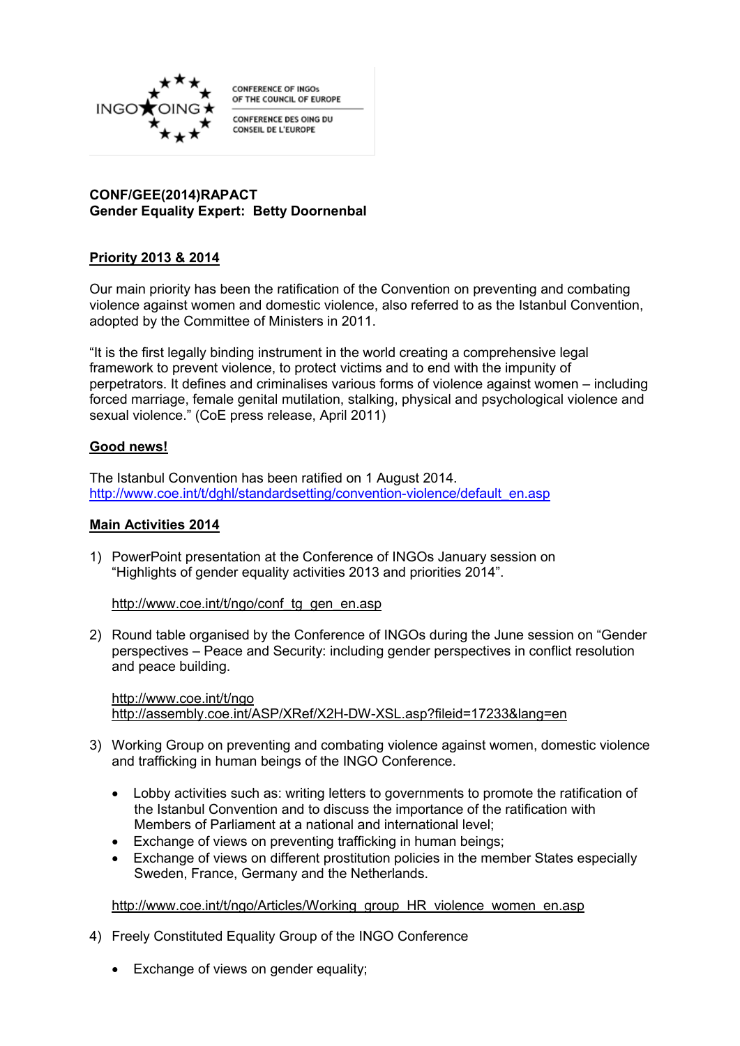CONFERENCE OF INGOs OF THE COUNCIL OF EUROPE

CONFERENCE DES OING DU CONSEIL DE L'EUROPE

**CONF/GEE(2014)RAPACT**
**Gender Equality Expert: Betty Doornenbal**

## Priority 2013 & 2014

Our main priority has been the ratification of the Convention on preventing and combating violence against women and domestic violence, also referred to as the Istanbul Convention, adopted by the Committee of Ministers in 2011.

"It is the first legally binding instrument in the world creating a comprehensive legal framework to prevent violence, to protect victims and to end with the impunity of perpetrators. It defines and criminalises various forms of violence against women – including forced marriage, female genital mutilation, stalking, physical and psychological violence and sexual violence." (CoE press release, April 2011)

## Good news!

The Istanbul Convention has been ratified on 1 August 2014.
http://www.coe.int/t/dghl/standardsetting/convention-violence/default_en.asp

## Main Activities 2014

1) PowerPoint presentation at the Conference of INGOs January session on "Highlights of gender equality activities 2013 and priorities 2014".

   http://www.coe.int/t/ngo/conf_tg_gen_en.asp

2) Round table organised by the Conference of INGOs during the June session on "Gender perspectives – Peace and Security: including gender perspectives in conflict resolution and peace building.

   http://www.coe.int/t/ngo
   http://assembly.coe.int/ASP/XRef/X2H-DW-XSL.asp?fileid=17233&lang=en

3) Working Group on preventing and combating violence against women, domestic violence and trafficking in human beings of the INGO Conference.

   - Lobby activities such as: writing letters to governments to promote the ratification of the Istanbul Convention and to discuss the importance of the ratification with Members of Parliament at a national and international level;
   - Exchange of views on preventing trafficking in human beings;
   - Exchange of views on different prostitution policies in the member States especially Sweden, France, Germany and the Netherlands.

   http://www.coe.int/t/ngo/Articles/Working_group_HR_violence_women_en.asp

4) Freely Constituted Equality Group of the INGO Conference

   - Exchange of views on gender equality;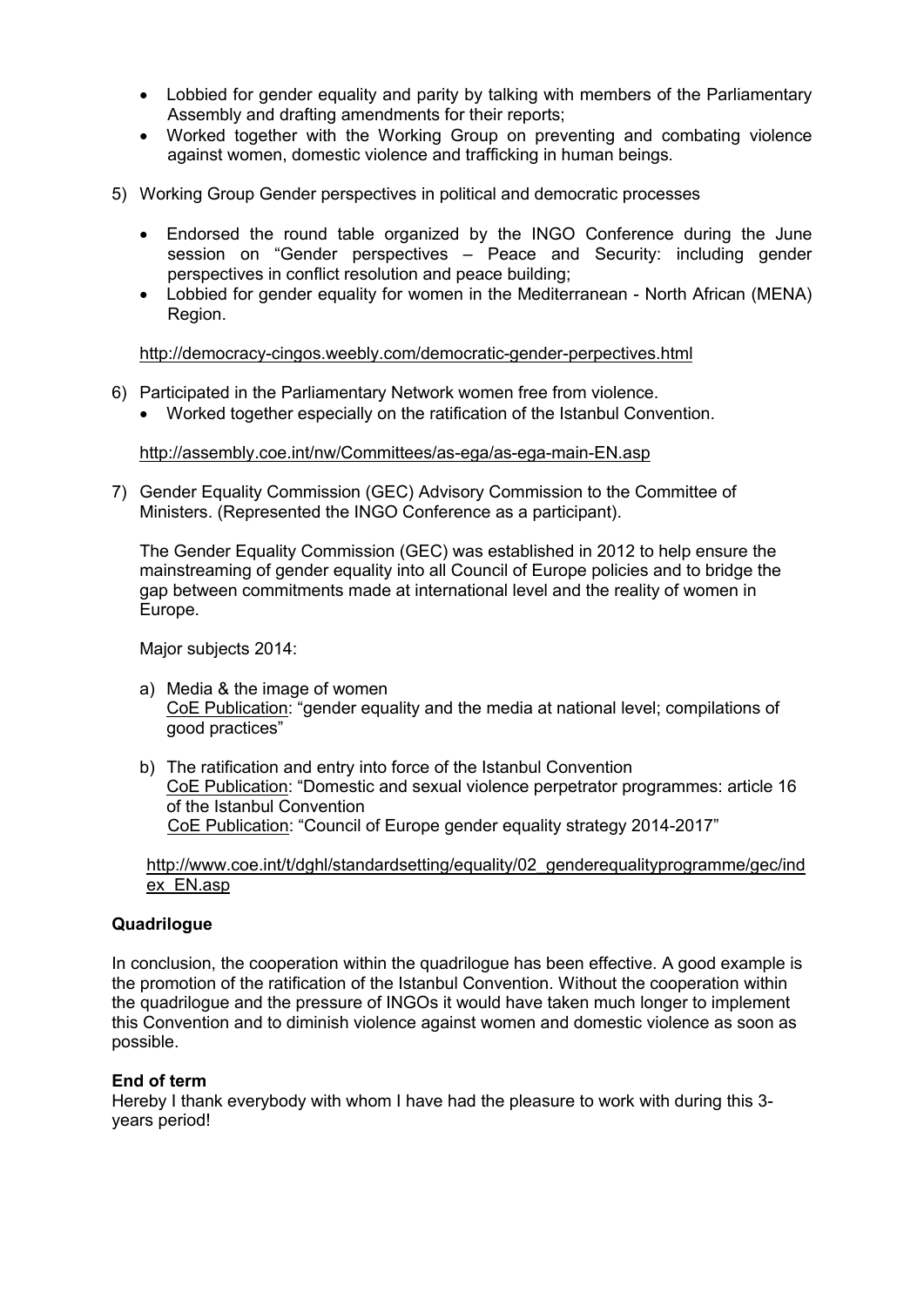- Lobbied for gender equality and parity by talking with members of the Parliamentary Assembly and drafting amendments for their reports;
- Worked together with the Working Group on preventing and combating violence against women, domestic violence and trafficking in human beings.

5) Working Group Gender perspectives in political and democratic processes

   - Endorsed the round table organized by the INGO Conference during the June session on "Gender perspectives – Peace and Security: including gender perspectives in conflict resolution and peace building;
   - Lobbied for gender equality for women in the Mediterranean - North African (MENA) Region.

   http://democracy-cingos.weebly.com/democratic-gender-perpectives.html

6) Participated in the Parliamentary Network women free from violence.
   - Worked together especially on the ratification of the Istanbul Convention.

   http://assembly.coe.int/nw/Committees/as-ega/as-ega-main-EN.asp

7) Gender Equality Commission (GEC) Advisory Commission to the Committee of Ministers. (Represented the INGO Conference as a participant).

   The Gender Equality Commission (GEC) was established in 2012 to help ensure the mainstreaming of gender equality into all Council of Europe policies and to bridge the gap between commitments made at international level and the reality of women in Europe.

   Major subjects 2014:

   a) Media & the image of women
      CoE Publication: "gender equality and the media at national level; compilations of good practices"

   b) The ratification and entry into force of the Istanbul Convention
      CoE Publication: "Domestic and sexual violence perpetrator programmes: article 16 of the Istanbul Convention
      CoE Publication: "Council of Europe gender equality strategy 2014-2017"

   http://www.coe.int/t/dghl/standardsetting/equality/02_genderequalityprogramme/gec/index_EN.asp

**Quadrilogue**

In conclusion, the cooperation within the quadrilogue has been effective. A good example is the promotion of the ratification of the Istanbul Convention. Without the cooperation within the quadrilogue and the pressure of INGOs it would have taken much longer to implement this Convention and to diminish violence against women and domestic violence as soon as possible.

**End of term**

Hereby I thank everybody with whom I have had the pleasure to work with during this 3-years period!